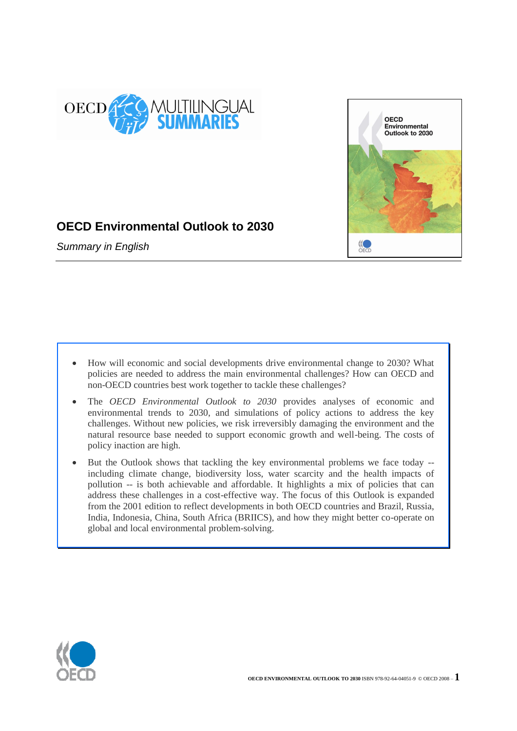# OECD Environmental Outlook to 2030

*Summary in English*

- How will economic and social developments drive environmental change to 2030? What policies are needed to address the main environmental challenges? How can OECD and non-OECD countries best work together to tackle these challenges?
- The *OECD Environmental Outlook to 2030* provides analyses of economic and environmental trends to 2030, and simulations of policy actions to address the key challenges. Without new policies, we risk irreversibly damaging the environment and the natural resource base needed to support economic growth and well-being. The costs of policy inaction are high.
- But the Outlook shows that tackling the key environmental problems we face today -- including climate change, biodiversity loss, water scarcity and the health impacts of pollution -- is both achievable and affordable. It highlights a mix of policies that can address these challenges in a cost-effective way. The focus of this Outlook is expanded from the 2001 edition to reflect developments in both OECD countries and Brazil, Russia, India, Indonesia, China, South Africa (BRIICS), and how they might better co-operate on global and local environmental problem-solving.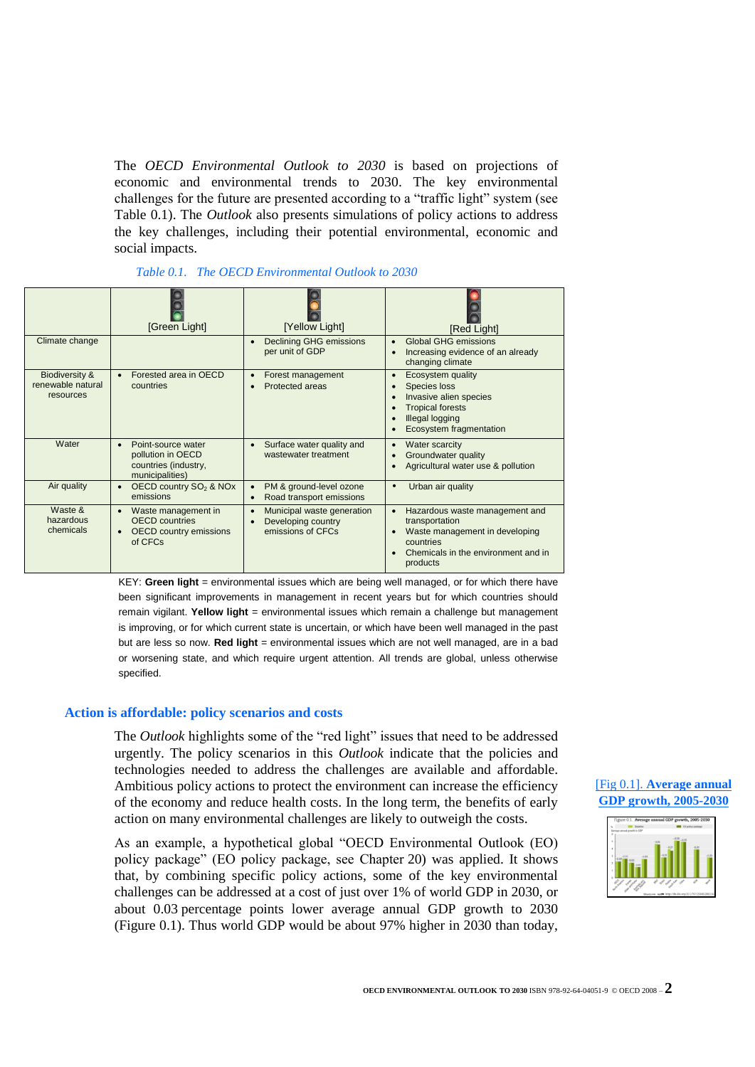The *OECD Environmental Outlook to 2030* is based on projections of economic and environmental trends to 2030. The key environmental challenges for the future are presented according to a "traffic light" system (see Table 0.1). The *Outlook* also presents simulations of policy actions to address the key challenges, including their potential environmental, economic and social impacts.

*Table 0.1. The OECD Environmental Outlook to 2030*

| | [Green Light] | [Yellow Light] | [Red Light] |
|---|---|---|---|
| Climate change | | • Declining GHG emissions per unit of GDP | • Global GHG emissions<br>• Increasing evidence of an already changing climate |
| Biodiversity & renewable natural resources | • Forested area in OECD countries | • Forest management<br>• Protected areas | • Ecosystem quality<br>• Species loss<br>• Invasive alien species<br>• Tropical forests<br>• Illegal logging<br>• Ecosystem fragmentation |
| Water | • Point-source water pollution in OECD countries (industry, municipalities) | • Surface water quality and wastewater treatment | • Water scarcity<br>• Groundwater quality<br>• Agricultural water use & pollution |
| Air quality | • OECD country $SO_2$ & NOx emissions | • PM & ground-level ozone<br>• Road transport emissions | • Urban air quality |
| Waste & hazardous chemicals | • Waste management in OECD countries<br>• OECD country emissions of CFCs | • Municipal waste generation<br>• Developing country emissions of CFCs | • Hazardous waste management and transportation<br>• Waste management in developing countries<br>• Chemicals in the environment and in products |

KEY: **Green light** = environmental issues which are being well managed, or for which there have been significant improvements in management in recent years but for which countries should remain vigilant. **Yellow light** = environmental issues which remain a challenge but management is improving, or for which current state is uncertain, or which have been well managed in the past but are less so now. **Red light** = environmental issues which are not well managed, are in a bad or worsening state, and which require urgent attention. All trends are global, unless otherwise specified.

## Action is affordable: policy scenarios and costs

The *Outlook* highlights some of the "red light" issues that need to be addressed urgently. The policy scenarios in this *Outlook* indicate that the policies and technologies needed to address the challenges are available and affordable. Ambitious policy actions to protect the environment can increase the efficiency of the economy and reduce health costs. In the long term, the benefits of early action on many environmental challenges are likely to outweigh the costs.

As an example, a hypothetical global "OECD Environmental Outlook (EO) policy package" (EO policy package, see Chapter 20) was applied. It shows that, by combining specific policy actions, some of the key environmental challenges can be addressed at a cost of just over 1% of world GDP in 2030, or about 0.03 percentage points lower average annual GDP growth to 2030 (Figure 0.1). Thus world GDP would be about 97% higher in 2030 than today,

[Fig 0.1]. **Average annual GDP growth, 2005-2030**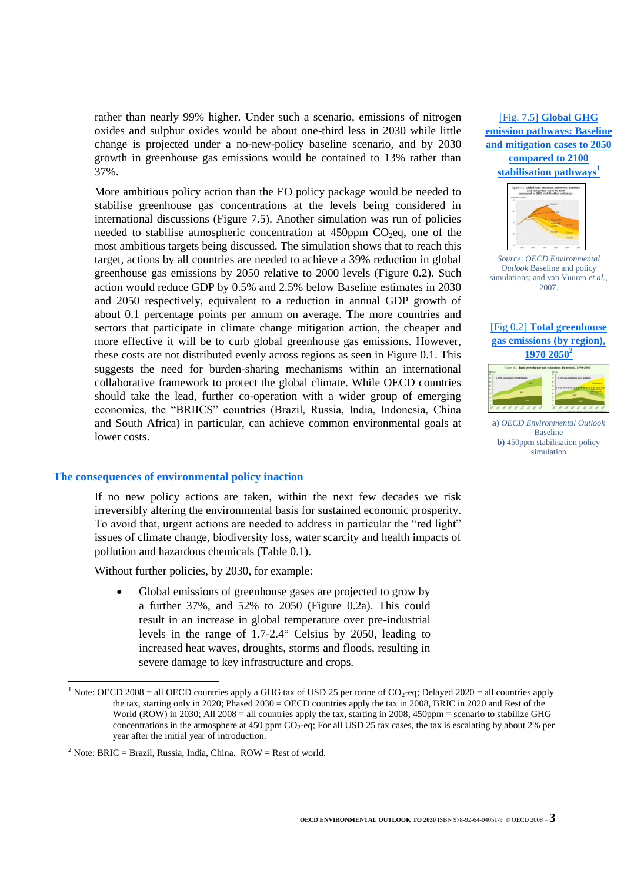rather than nearly 99% higher. Under such a scenario, emissions of nitrogen oxides and sulphur oxides would be about one-third less in 2030 while little change is projected under a no-new-policy baseline scenario, and by 2030 growth in greenhouse gas emissions would be contained to 13% rather than 37%.

More ambitious policy action than the EO policy package would be needed to stabilise greenhouse gas concentrations at the levels being considered in international discussions (Figure 7.5). Another simulation was run of policies needed to stabilise atmospheric concentration at 450ppm $CO_2$eq, one of the most ambitious targets being discussed. The simulation shows that to reach this target, actions by all countries are needed to achieve a 39% reduction in global greenhouse gas emissions by 2050 relative to 2000 levels (Figure 0.2). Such action would reduce GDP by 0.5% and 2.5% below Baseline estimates in 2030 and 2050 respectively, equivalent to a reduction in annual GDP growth of about 0.1 percentage points per annum on average. The more countries and sectors that participate in climate change mitigation action, the cheaper and more effective it will be to curb global greenhouse gas emissions. However, these costs are not distributed evenly across regions as seen in Figure 0.1. This suggests the need for burden-sharing mechanisms within an international collaborative framework to protect the global climate. While OECD countries should take the lead, further co-operation with a wider group of emerging economies, the "BRIICS" countries (Brazil, Russia, India, Indonesia, China and South Africa) in particular, can achieve common environmental goals at lower costs.

[Fig. 7.5] **Global GHG emission pathways: Baseline and mitigation cases to 2050 compared to 2100 stabilisation pathways**[1]

*Source*: *OECD Environmental Outlook* Baseline and policy simulations; and van Vuuren *et al.*, 2007.

[Fig 0.2] **Total greenhouse gas emissions (by region), 1970 2050**[2]

**a)** *OECD Environmental Outlook* Baseline
**b)** 450ppm stabilisation policy simulation

## The consequences of environmental policy inaction

If no new policy actions are taken, within the next few decades we risk irreversibly altering the environmental basis for sustained economic prosperity. To avoid that, urgent actions are needed to address in particular the "red light" issues of climate change, biodiversity loss, water scarcity and health impacts of pollution and hazardous chemicals (Table 0.1).

Without further policies, by 2030, for example:

- Global emissions of greenhouse gases are projected to grow by a further 37%, and 52% to 2050 (Figure 0.2a). This could result in an increase in global temperature over pre-industrial levels in the range of 1.7-2.4° Celsius by 2050, leading to increased heat waves, droughts, storms and floods, resulting in severe damage to key infrastructure and crops.

---

[1] Note: OECD 2008 = all OECD countries apply a GHG tax of USD 25 per tonne of $CO_2$-eq; Delayed 2020 = all countries apply the tax, starting only in 2020; Phased 2030 = OECD countries apply the tax in 2008, BRIC in 2020 and Rest of the World (ROW) in 2030; All 2008 = all countries apply the tax, starting in 2008; 450ppm = scenario to stabilize GHG concentrations in the atmosphere at 450 ppm $CO_2$-eq; For all USD 25 tax cases, the tax is escalating by about 2% per year after the initial year of introduction.

[2] Note: BRIC = Brazil, Russia, India, China. ROW = Rest of world.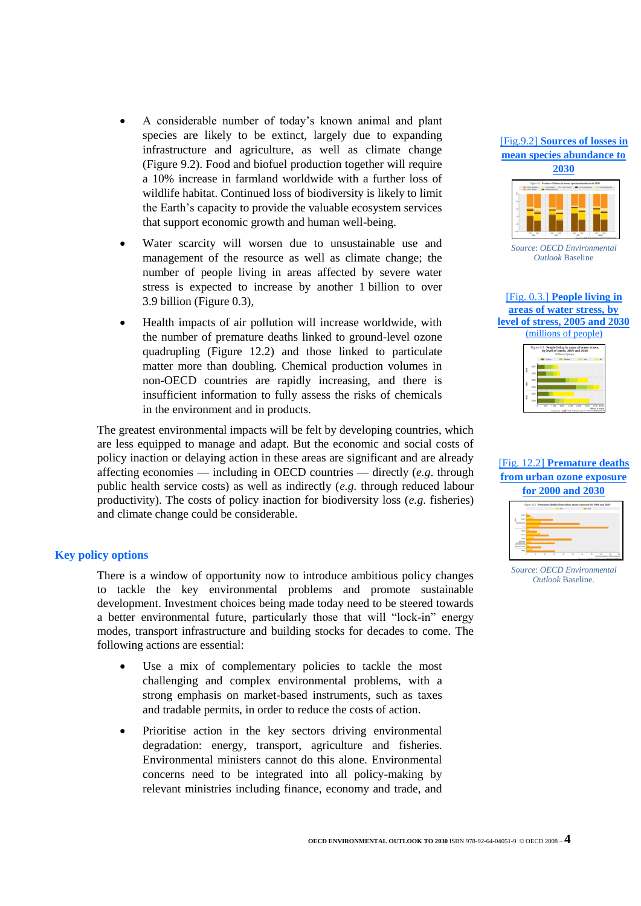- A considerable number of today's known animal and plant species are likely to be extinct, largely due to expanding infrastructure and agriculture, as well as climate change (Figure 9.2). Food and biofuel production together will require a 10% increase in farmland worldwide with a further loss of wildlife habitat. Continued loss of biodiversity is likely to limit the Earth's capacity to provide the valuable ecosystem services that support economic growth and human well-being.

- Water scarcity will worsen due to unsustainable use and management of the resource as well as climate change; the number of people living in areas affected by severe water stress is expected to increase by another 1 billion to over 3.9 billion (Figure 0.3),

- Health impacts of air pollution will increase worldwide, with the number of premature deaths linked to ground-level ozone quadrupling (Figure 12.2) and those linked to particulate matter more than doubling. Chemical production volumes in non-OECD countries are rapidly increasing, and there is insufficient information to fully assess the risks of chemicals in the environment and in products.

[Fig.9.2] **Sources of losses in mean species abundance to 2030**

*Source*: OECD Environmental *Outlook* Baseline

[Fig. 0.3.] **People living in areas of water stress, by level of stress, 2005 and 2030** (millions of people)

[Fig. 12.2] **Premature deaths from urban ozone exposure for 2000 and 2030**

*Source*: OECD Environmental *Outlook* Baseline.

The greatest environmental impacts will be felt by developing countries, which are less equipped to manage and adapt. But the economic and social costs of policy inaction or delaying action in these areas are significant and are already affecting economies — including in OECD countries — directly (*e.g.* through public health service costs) as well as indirectly (*e.g.* through reduced labour productivity). The costs of policy inaction for biodiversity loss (*e.g.* fisheries) and climate change could be considerable.

## Key policy options

There is a window of opportunity now to introduce ambitious policy changes to tackle the key environmental problems and promote sustainable development. Investment choices being made today need to be steered towards a better environmental future, particularly those that will "lock-in" energy modes, transport infrastructure and building stocks for decades to come. The following actions are essential:

- Use a mix of complementary policies to tackle the most challenging and complex environmental problems, with a strong emphasis on market-based instruments, such as taxes and tradable permits, in order to reduce the costs of action.

- Prioritise action in the key sectors driving environmental degradation: energy, transport, agriculture and fisheries. Environmental ministers cannot do this alone. Environmental concerns need to be integrated into all policy-making by relevant ministries including finance, economy and trade, and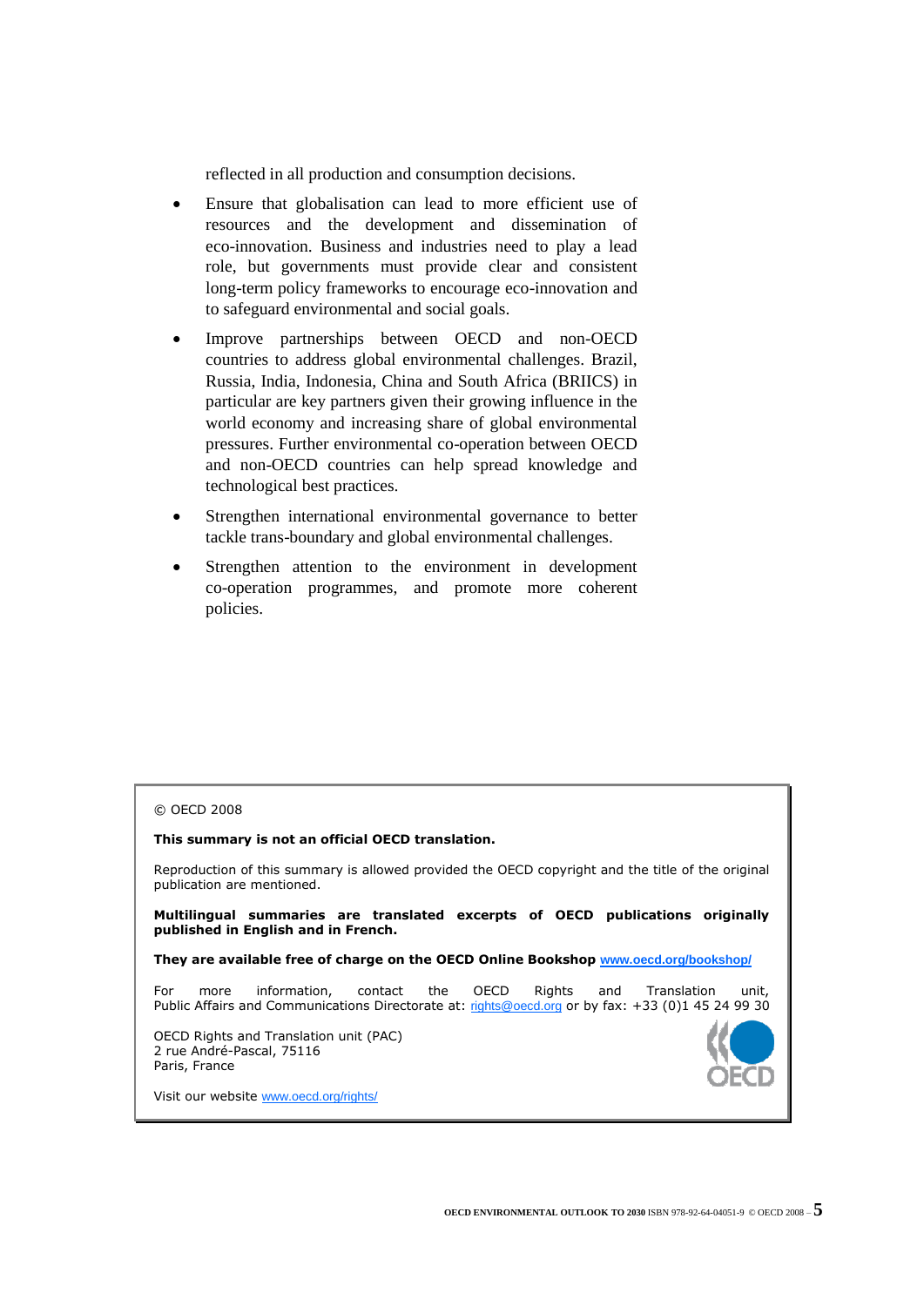reflected in all production and consumption decisions.

- Ensure that globalisation can lead to more efficient use of resources and the development and dissemination of eco-innovation. Business and industries need to play a lead role, but governments must provide clear and consistent long-term policy frameworks to encourage eco-innovation and to safeguard environmental and social goals.
- Improve partnerships between OECD and non-OECD countries to address global environmental challenges. Brazil, Russia, India, Indonesia, China and South Africa (BRIICS) in particular are key partners given their growing influence in the world economy and increasing share of global environmental pressures. Further environmental co-operation between OECD and non-OECD countries can help spread knowledge and technological best practices.
- Strengthen international environmental governance to better tackle trans-boundary and global environmental challenges.
- Strengthen attention to the environment in development co-operation programmes, and promote more coherent policies.

© OECD 2008

**This summary is not an official OECD translation.**

Reproduction of this summary is allowed provided the OECD copyright and the title of the original publication are mentioned.

**Multilingual summaries are translated excerpts of OECD publications originally published in English and in French.**

**They are available free of charge on the OECD Online Bookshop** www.oecd.org/bookshop/

For more information, contact the OECD Rights and Translation unit, Public Affairs and Communications Directorate at: rights@oecd.org or by fax: +33 (0)1 45 24 99 30

OECD Rights and Translation unit (PAC)
2 rue André-Pascal, 75116
Paris, France

Visit our website www.oecd.org/rights/